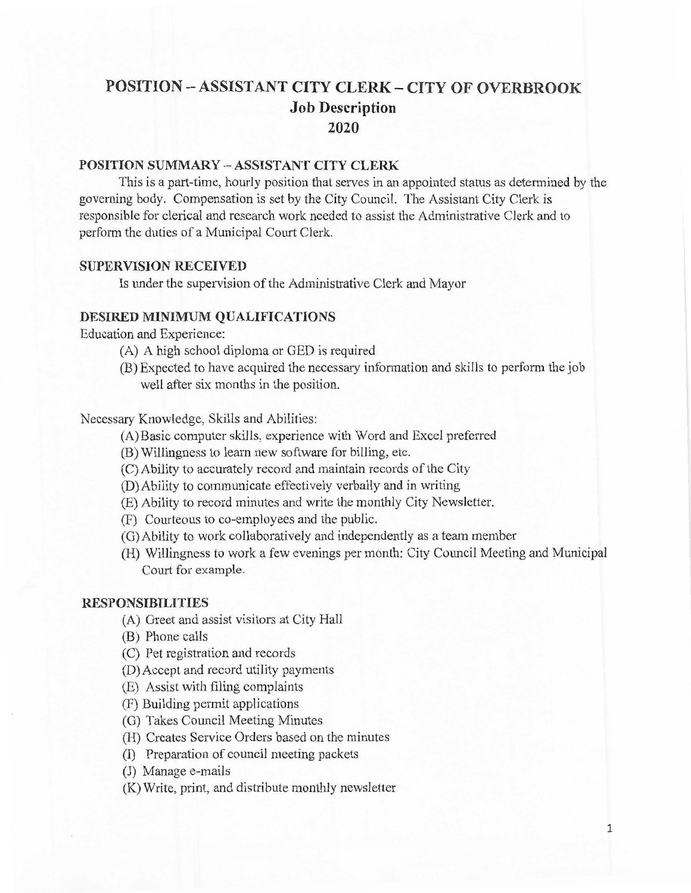# POSITION – ASSISTANT CITY CLERK – CITY OF OVERBROOK
## Job Description
## 2020

### POSITION SUMMARY – ASSISTANT CITY CLERK

This is a part-time, hourly position that serves in an appointed status as determined by the governing body. Compensation is set by the City Council. The Assistant City Clerk is responsible for clerical and research work needed to assist the Administrative Clerk and to perform the duties of a Municipal Court Clerk.

### SUPERVISION RECEIVED

Is under the supervision of the Administrative Clerk and Mayor

### DESIRED MINIMUM QUALIFICATIONS

Education and Experience:

(A) A high school diploma or GED is required
(B) Expected to have acquired the necessary information and skills to perform the job well after six months in the position.

Necessary Knowledge, Skills and Abilities:

(A) Basic computer skills, experience with Word and Excel preferred
(B) Willingness to learn new software for billing, etc.
(C) Ability to accurately record and maintain records of the City
(D) Ability to communicate effectively verbally and in writing
(E) Ability to record minutes and write the monthly City Newsletter.
(F) Courteous to co-employees and the public.
(G) Ability to work collaboratively and independently as a team member
(H) Willingness to work a few evenings per month: City Council Meeting and Municipal Court for example.

### RESPONSIBILITIES

(A) Greet and assist visitors at City Hall
(B) Phone calls
(C) Pet registration and records
(D) Accept and record utility payments
(E) Assist with filing complaints
(F) Building permit applications
(G) Takes Council Meeting Minutes
(H) Creates Service Orders based on the minutes
(I) Preparation of council meeting packets
(J) Manage e-mails
(K) Write, print, and distribute monthly newsletter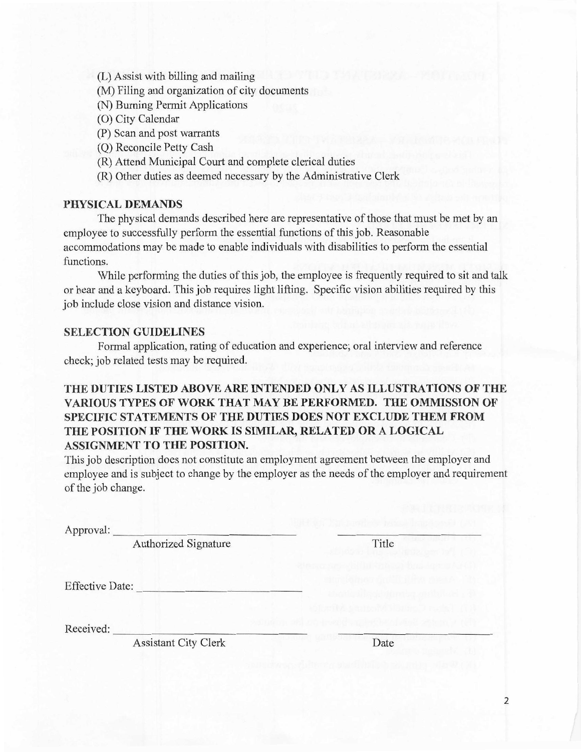(L) Assist with billing and mailing

(M) Filing and organization of city documents

(N) Burning Permit Applications

(O) City Calendar

(P) Scan and post warrants

(Q) Reconcile Petty Cash

(R) Attend Municipal Court and complete clerical duties

(R) Other duties as deemed necessary by the Administrative Clerk

**PHYSICAL DEMANDS**

The physical demands described here are representative of those that must be met by an employee to successfully perform the essential functions of this job. Reasonable accommodations may be made to enable individuals with disabilities to perform the essential functions.

While performing the duties of this job, the employee is frequently required to sit and talk or hear and a keyboard. This job requires light lifting. Specific vision abilities required by this job include close vision and distance vision.

**SELECTION GUIDELINES**

Formal application, rating of education and experience; oral interview and reference check; job related tests may be required.

**THE DUTIES LISTED ABOVE ARE INTENDED ONLY AS ILLUSTRATIONS OF THE VARIOUS TYPES OF WORK THAT MAY BE PERFORMED. THE OMMISSION OF SPECIFIC STATEMENTS OF THE DUTIES DOES NOT EXCLUDE THEM FROM THE POSITION IF THE WORK IS SIMILAR, RELATED OR A LOGICAL ASSIGNMENT TO THE POSITION.**

This job description does not constitute an employment agreement between the employer and employee and is subject to change by the employer as the needs of the employer and requirement of the job change.

Approval: ______________________________ ______________________

Authorized Signature Title

Effective Date: ______________________________

Received: ______________________________ ______________________

Assistant City Clerk Date